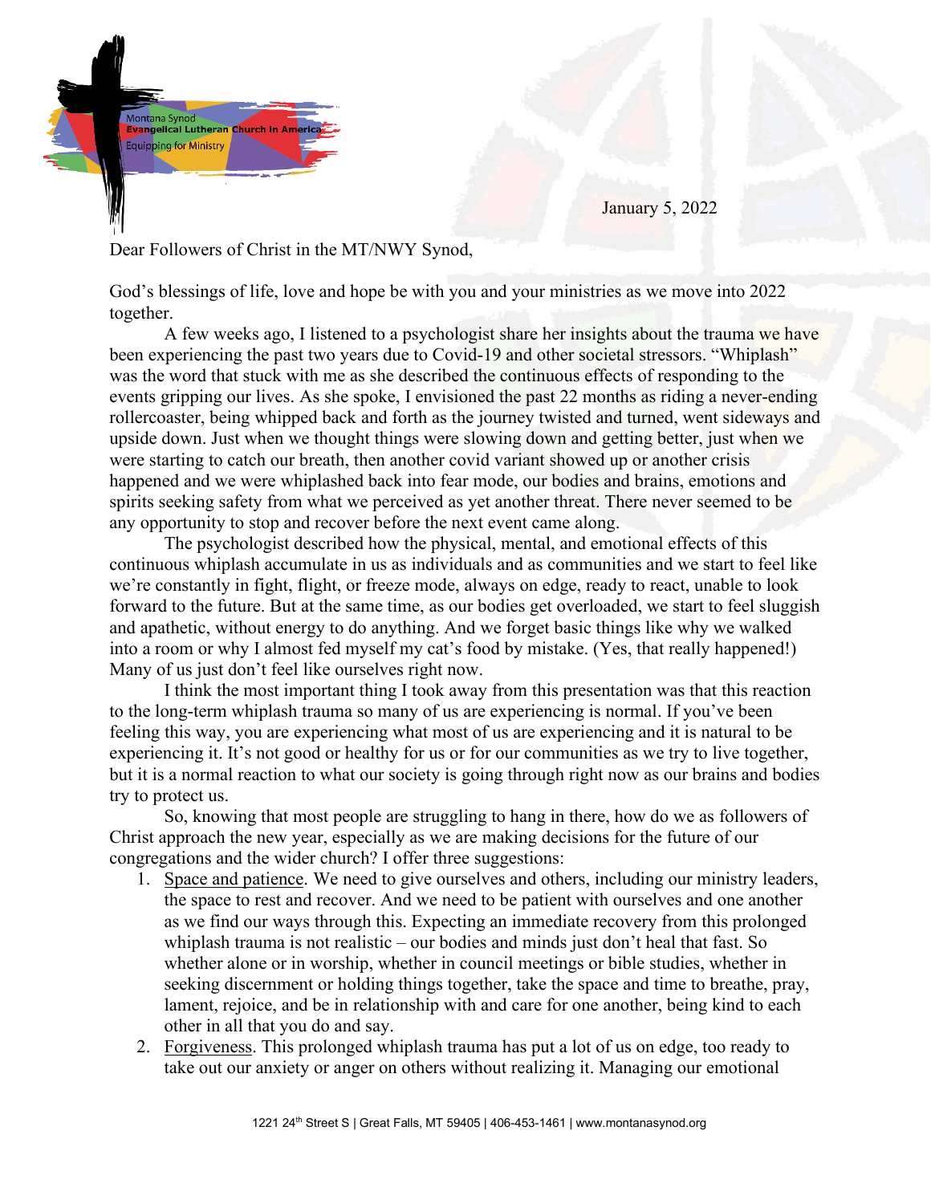Montana Synod
**Evangelical Lutheran Church in America**
Equipping for Ministry

January 5, 2022

Dear Followers of Christ in the MT/NWY Synod,

God's blessings of life, love and hope be with you and your ministries as we move into 2022 together.

A few weeks ago, I listened to a psychologist share her insights about the trauma we have been experiencing the past two years due to Covid-19 and other societal stressors. "Whiplash" was the word that stuck with me as she described the continuous effects of responding to the events gripping our lives. As she spoke, I envisioned the past 22 months as riding a never-ending rollercoaster, being whipped back and forth as the journey twisted and turned, went sideways and upside down. Just when we thought things were slowing down and getting better, just when we were starting to catch our breath, then another covid variant showed up or another crisis happened and we were whiplashed back into fear mode, our bodies and brains, emotions and spirits seeking safety from what we perceived as yet another threat. There never seemed to be any opportunity to stop and recover before the next event came along.

The psychologist described how the physical, mental, and emotional effects of this continuous whiplash accumulate in us as individuals and as communities and we start to feel like we're constantly in fight, flight, or freeze mode, always on edge, ready to react, unable to look forward to the future. But at the same time, as our bodies get overloaded, we start to feel sluggish and apathetic, without energy to do anything. And we forget basic things like why we walked into a room or why I almost fed myself my cat's food by mistake. (Yes, that really happened!) Many of us just don't feel like ourselves right now.

I think the most important thing I took away from this presentation was that this reaction to the long-term whiplash trauma so many of us are experiencing is normal. If you've been feeling this way, you are experiencing what most of us are experiencing and it is natural to be experiencing it. It's not good or healthy for us or for our communities as we try to live together, but it is a normal reaction to what our society is going through right now as our brains and bodies try to protect us.

So, knowing that most people are struggling to hang in there, how do we as followers of Christ approach the new year, especially as we are making decisions for the future of our congregations and the wider church? I offer three suggestions:

1. Space and patience. We need to give ourselves and others, including our ministry leaders, the space to rest and recover. And we need to be patient with ourselves and one another as we find our ways through this. Expecting an immediate recovery from this prolonged whiplash trauma is not realistic – our bodies and minds just don't heal that fast. So whether alone or in worship, whether in council meetings or bible studies, whether in seeking discernment or holding things together, take the space and time to breathe, pray, lament, rejoice, and be in relationship with and care for one another, being kind to each other in all that you do and say.
2. Forgiveness. This prolonged whiplash trauma has put a lot of us on edge, too ready to take out our anxiety or anger on others without realizing it. Managing our emotional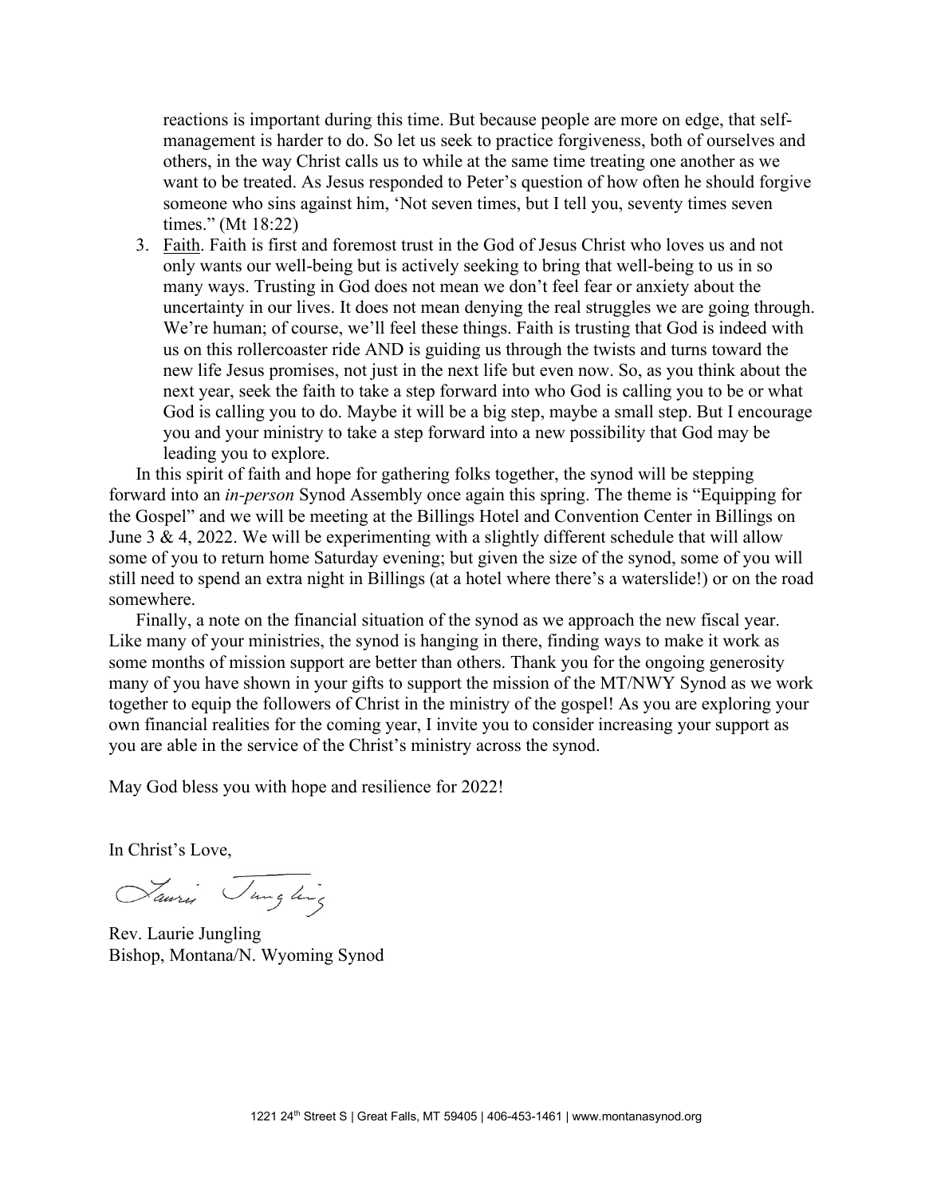reactions is important during this time. But because people are more on edge, that self-management is harder to do. So let us seek to practice forgiveness, both of ourselves and others, in the way Christ calls us to while at the same time treating one another as we want to be treated. As Jesus responded to Peter's question of how often he should forgive someone who sins against him, 'Not seven times, but I tell you, seventy times seven times." (Mt 18:22)

3. Faith. Faith is first and foremost trust in the God of Jesus Christ who loves us and not only wants our well-being but is actively seeking to bring that well-being to us in so many ways. Trusting in God does not mean we don't feel fear or anxiety about the uncertainty in our lives. It does not mean denying the real struggles we are going through. We're human; of course, we'll feel these things. Faith is trusting that God is indeed with us on this rollercoaster ride AND is guiding us through the twists and turns toward the new life Jesus promises, not just in the next life but even now. So, as you think about the next year, seek the faith to take a step forward into who God is calling you to be or what God is calling you to do. Maybe it will be a big step, maybe a small step. But I encourage you and your ministry to take a step forward into a new possibility that God may be leading you to explore.

In this spirit of faith and hope for gathering folks together, the synod will be stepping forward into an *in-person* Synod Assembly once again this spring. The theme is "Equipping for the Gospel" and we will be meeting at the Billings Hotel and Convention Center in Billings on June 3 & 4, 2022. We will be experimenting with a slightly different schedule that will allow some of you to return home Saturday evening; but given the size of the synod, some of you will still need to spend an extra night in Billings (at a hotel where there's a waterslide!) or on the road somewhere.

Finally, a note on the financial situation of the synod as we approach the new fiscal year. Like many of your ministries, the synod is hanging in there, finding ways to make it work as some months of mission support are better than others. Thank you for the ongoing generosity many of you have shown in your gifts to support the mission of the MT/NWY Synod as we work together to equip the followers of Christ in the ministry of the gospel! As you are exploring your own financial realities for the coming year, I invite you to consider increasing your support as you are able in the service of the Christ's ministry across the synod.

May God bless you with hope and resilience for 2022!

In Christ's Love,

Laurie Jungling

Rev. Laurie Jungling
Bishop, Montana/N. Wyoming Synod

1221 24th Street S | Great Falls, MT 59405 | 406-453-1461 | www.montanasynod.org